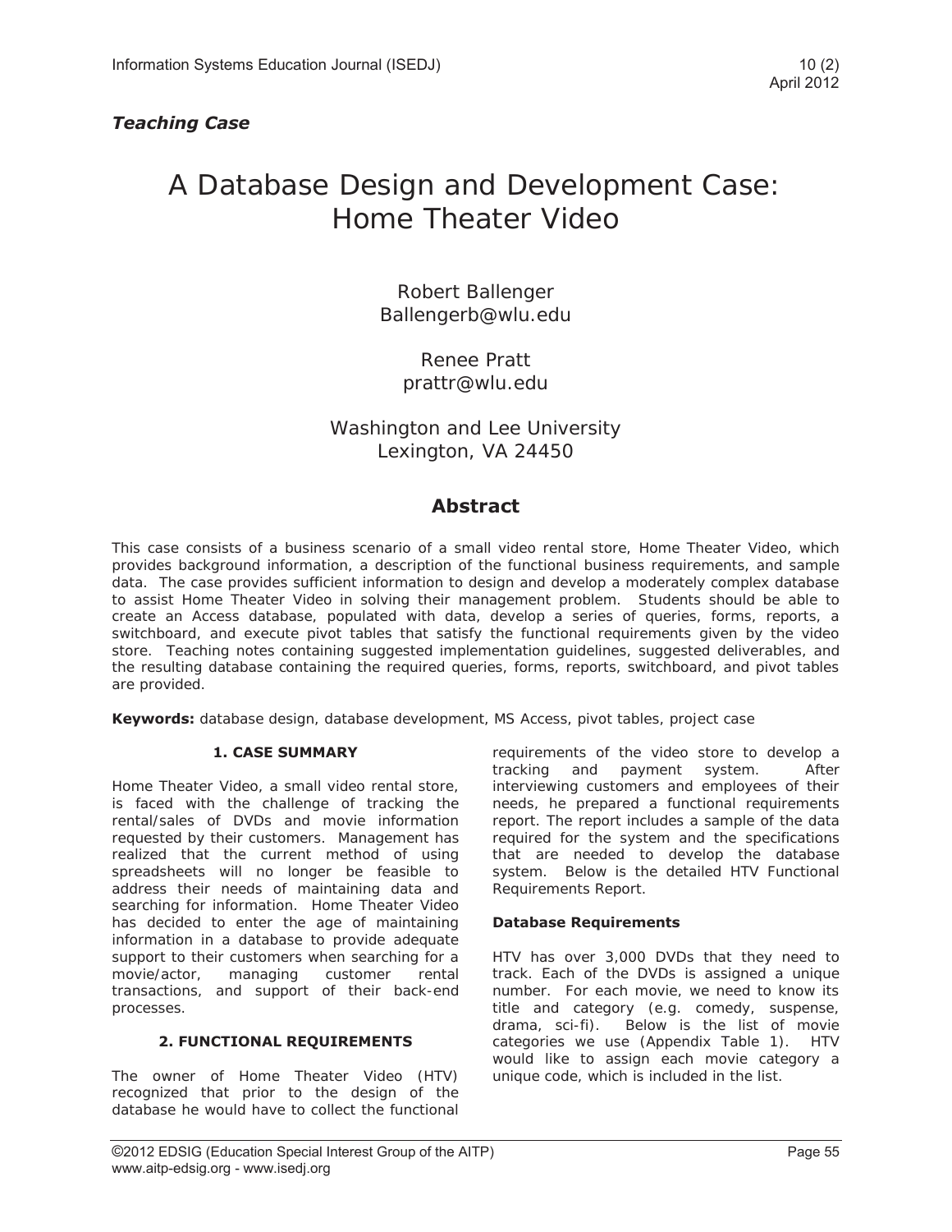*Teaching Case*

# A Database Design and Development Case: Home Theater Video

Robert Ballenger
Ballengerb@wlu.edu

Renee Pratt
prattr@wlu.edu

Washington and Lee University
Lexington, VA 24450

## Abstract

This case consists of a business scenario of a small video rental store, Home Theater Video, which provides background information, a description of the functional business requirements, and sample data. The case provides sufficient information to design and develop a moderately complex database to assist Home Theater Video in solving their management problem. Students should be able to create an Access database, populated with data, develop a series of queries, forms, reports, a switchboard, and execute pivot tables that satisfy the functional requirements given by the video store. Teaching notes containing suggested implementation guidelines, suggested deliverables, and the resulting database containing the required queries, forms, reports, switchboard, and pivot tables are provided.

**Keywords:** database design, database development, MS Access, pivot tables, project case

### 1. CASE SUMMARY

Home Theater Video, a small video rental store, is faced with the challenge of tracking the rental/sales of DVDs and movie information requested by their customers. Management has realized that the current method of using spreadsheets will no longer be feasible to address their needs of maintaining data and searching for information. Home Theater Video has decided to enter the age of maintaining information in a database to provide adequate support to their customers when searching for a movie/actor, managing customer rental transactions, and support of their back-end processes.

### 2. FUNCTIONAL REQUIREMENTS

The owner of Home Theater Video (HTV) recognized that prior to the design of the database he would have to collect the functional requirements of the video store to develop a tracking and payment system. After interviewing customers and employees of their needs, he prepared a functional requirements report. The report includes a sample of the data required for the system and the specifications that are needed to develop the database system. Below is the detailed HTV Functional Requirements Report.

**Database Requirements**

HTV has over 3,000 DVDs that they need to track. Each of the DVDs is assigned a unique number. For each movie, we need to know its title and category (e.g. comedy, suspense, drama, sci-fi). Below is the list of movie categories we use (Appendix Table 1). HTV would like to assign each movie category a unique code, which is included in the list.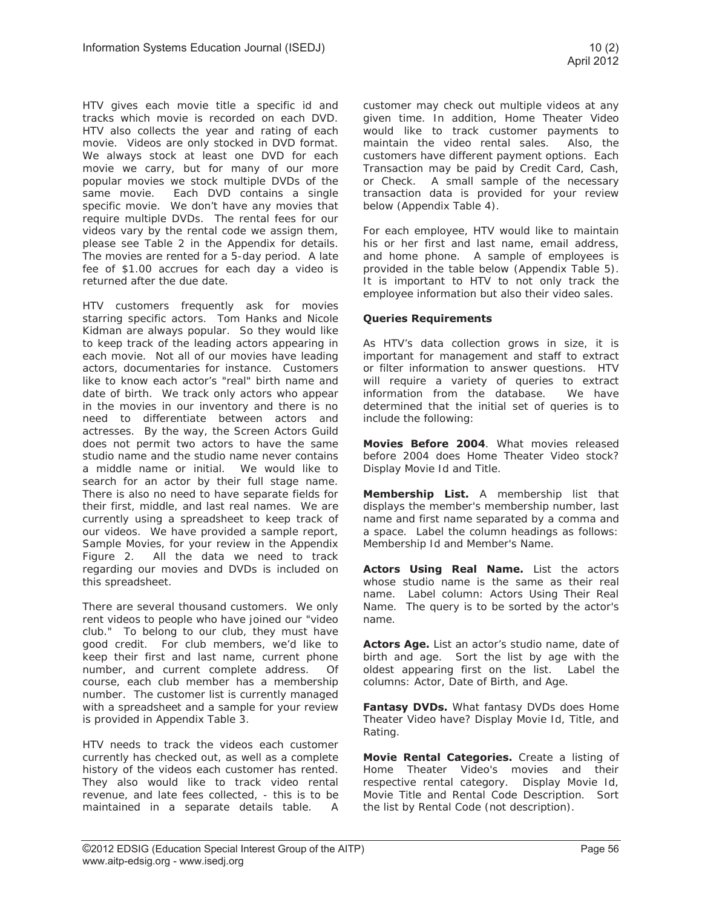HTV gives each movie title a specific id and tracks which movie is recorded on each DVD. HTV also collects the year and rating of each movie. Videos are only stocked in DVD format. We always stock at least one DVD for each movie we carry, but for many of our more popular movies we stock multiple DVDs of the same movie. Each DVD contains a single specific movie. We don't have any movies that require multiple DVDs. The rental fees for our videos vary by the rental code we assign them, please see Table 2 in the Appendix for details. The movies are rented for a 5-day period. A late fee of $1.00 accrues for each day a video is returned after the due date.

HTV customers frequently ask for movies starring specific actors. Tom Hanks and Nicole Kidman are always popular. So they would like to keep track of the leading actors appearing in each movie. Not all of our movies have leading actors, documentaries for instance. Customers like to know each actor's "real" birth name and date of birth. We track only actors who appear in the movies in our inventory and there is no need to differentiate between actors and actresses. By the way, the Screen Actors Guild does not permit two actors to have the same studio name and the studio name never contains a middle name or initial. We would like to search for an actor by their full stage name. There is also no need to have separate fields for their first, middle, and last real names. We are currently using a spreadsheet to keep track of our videos. We have provided a sample report, Sample Movies, for your review in the Appendix Figure 2. All the data we need to track regarding our movies and DVDs is included on this spreadsheet.

There are several thousand customers. We only rent videos to people who have joined our "video club." To belong to our club, they must have good credit. For club members, we'd like to keep their first and last name, current phone number, and current complete address. Of course, each club member has a membership number. The customer list is currently managed with a spreadsheet and a sample for your review is provided in Appendix Table 3.

HTV needs to track the videos each customer currently has checked out, as well as a complete history of the videos each customer has rented. They also would like to track video rental revenue, and late fees collected, - this is to be maintained in a separate details table. A customer may check out multiple videos at any given time. In addition, Home Theater Video would like to track customer payments to maintain the video rental sales. Also, the customers have different payment options. Each Transaction may be paid by Credit Card, Cash, or Check. A small sample of the necessary transaction data is provided for your review below (Appendix Table 4).

For each employee, HTV would like to maintain his or her first and last name, email address, and home phone. A sample of employees is provided in the table below (Appendix Table 5). It is important to HTV to not only track the employee information but also their video sales.

### Queries Requirements

As HTV's data collection grows in size, it is important for management and staff to extract or filter information to answer questions. HTV will require a variety of queries to extract information from the database. We have determined that the initial set of queries is to include the following:

**Movies Before 2004**. What movies released before 2004 does Home Theater Video stock? Display Movie Id and Title.

**Membership List.** A membership list that displays the member's membership number, last name and first name separated by a comma and a space. Label the column headings as follows: Membership Id and Member's Name.

**Actors Using Real Name.** List the actors whose studio name is the same as their real name. Label column: Actors Using Their Real Name. The query is to be sorted by the actor's name.

**Actors Age.** List an actor's studio name, date of birth and age. Sort the list by age with the oldest appearing first on the list. Label the columns: Actor, Date of Birth, and Age.

**Fantasy DVDs.** What fantasy DVDs does Home Theater Video have? Display Movie Id, Title, and Rating.

**Movie Rental Categories.** Create a listing of Home Theater Video's movies and their respective rental category. Display Movie Id, Movie Title and Rental Code Description. Sort the list by Rental Code (not description).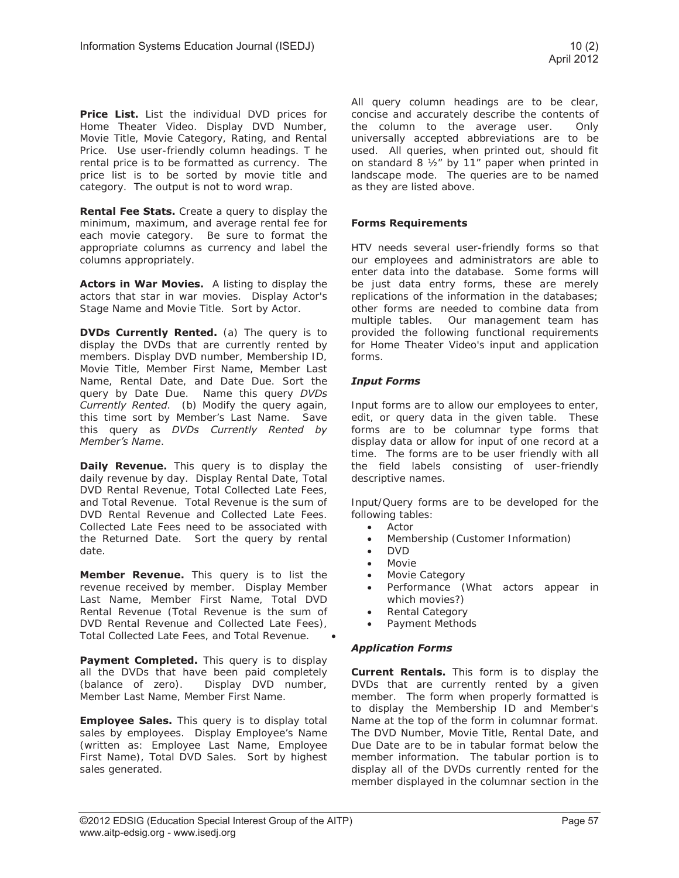**Price List.** List the individual DVD prices for Home Theater Video. Display DVD Number, Movie Title, Movie Category, Rating, and Rental Price. Use user-friendly column headings. T he rental price is to be formatted as currency. The price list is to be sorted by movie title and category. The output is not to word wrap.

**Rental Fee Stats.** Create a query to display the minimum, maximum, and average rental fee for each movie category. Be sure to format the appropriate columns as currency and label the columns appropriately.

**Actors in War Movies.** A listing to display the actors that star in war movies. Display Actor's Stage Name and Movie Title. Sort by Actor.

**DVDs Currently Rented.** (a) The query is to display the DVDs that are currently rented by members. Display DVD number, Membership ID, Movie Title, Member First Name, Member Last Name, Rental Date, and Date Due. Sort the query by Date Due. Name this query *DVDs Currently Rented*. (b) Modify the query again, this time sort by Member's Last Name. Save this query as *DVDs Currently Rented by Member's Name*.

**Daily Revenue.** This query is to display the daily revenue by day. Display Rental Date, Total DVD Rental Revenue, Total Collected Late Fees, and Total Revenue. Total Revenue is the sum of DVD Rental Revenue and Collected Late Fees. Collected Late Fees need to be associated with the Returned Date. Sort the query by rental date.

**Member Revenue.** This query is to list the revenue received by member. Display Member Last Name, Member First Name, Total DVD Rental Revenue (Total Revenue is the sum of DVD Rental Revenue and Collected Late Fees), Total Collected Late Fees, and Total Revenue.

**Payment Completed.** This query is to display all the DVDs that have been paid completely (balance of zero). Display DVD number, Member Last Name, Member First Name.

**Employee Sales.** This query is to display total sales by employees. Display Employee's Name (written as: Employee Last Name, Employee First Name), Total DVD Sales. Sort by highest sales generated.

All query column headings are to be clear, concise and accurately describe the contents of the column to the average user. Only universally accepted abbreviations are to be used. All queries, when printed out, should fit on standard 8 ½" by 11" paper when printed in landscape mode. The queries are to be named as they are listed above.

**Forms Requirements**

HTV needs several user-friendly forms so that our employees and administrators are able to enter data into the database. Some forms will be just data entry forms, these are merely replications of the information in the databases; other forms are needed to combine data from multiple tables. Our management team has provided the following functional requirements for Home Theater Video's input and application forms.

***Input Forms***

Input forms are to allow our employees to enter, edit, or query data in the given table. These forms are to be columnar type forms that display data or allow for input of one record at a time. The forms are to be user friendly with all the field labels consisting of user-friendly descriptive names.

Input/Query forms are to be developed for the following tables:

- Actor
- Membership (Customer Information)
- DVD
- Movie
- Movie Category
- Performance (What actors appear in which movies?)
- Rental Category
- Payment Methods

***Application Forms***

**Current Rentals.** This form is to display the DVDs that are currently rented by a given member. The form when properly formatted is to display the Membership ID and Member's Name at the top of the form in columnar format. The DVD Number, Movie Title, Rental Date, and Due Date are to be in tabular format below the member information. The tabular portion is to display all of the DVDs currently rented for the member displayed in the columnar section in the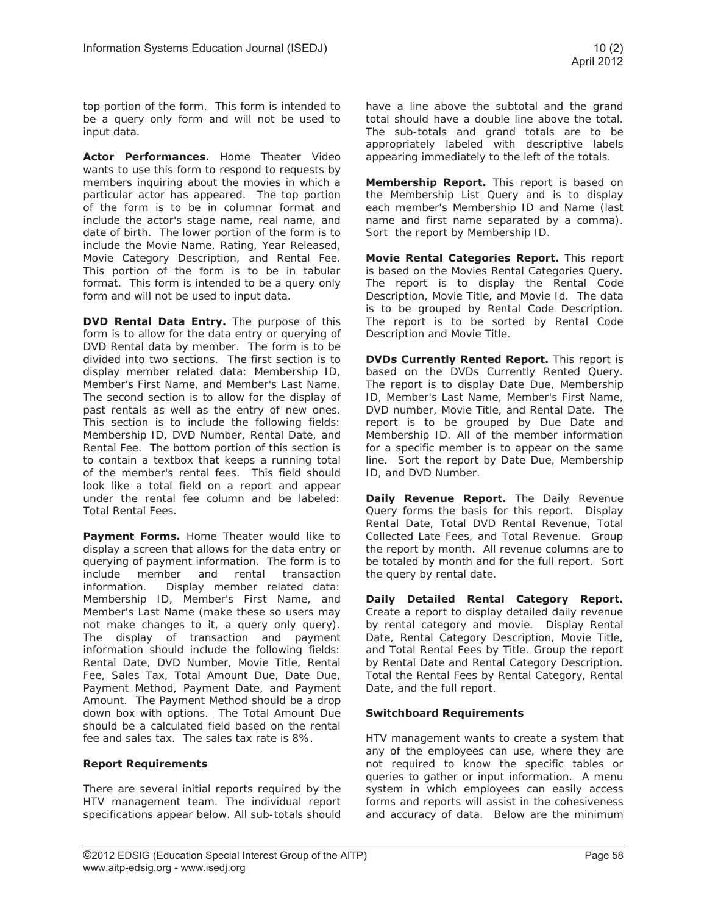top portion of the form. This form is intended to be a query only form and will not be used to input data.

**Actor Performances.** Home Theater Video wants to use this form to respond to requests by members inquiring about the movies in which a particular actor has appeared. The top portion of the form is to be in columnar format and include the actor's stage name, real name, and date of birth. The lower portion of the form is to include the Movie Name, Rating, Year Released, Movie Category Description, and Rental Fee. This portion of the form is to be in tabular format. This form is intended to be a query only form and will not be used to input data.

**DVD Rental Data Entry.** The purpose of this form is to allow for the data entry or querying of DVD Rental data by member. The form is to be divided into two sections. The first section is to display member related data: Membership ID, Member's First Name, and Member's Last Name. The second section is to allow for the display of past rentals as well as the entry of new ones. This section is to include the following fields: Membership ID, DVD Number, Rental Date, and Rental Fee. The bottom portion of this section is to contain a textbox that keeps a running total of the member's rental fees. This field should look like a total field on a report and appear under the rental fee column and be labeled: Total Rental Fees.

**Payment Forms.** Home Theater would like to display a screen that allows for the data entry or querying of payment information. The form is to include member and rental transaction information. Display member related data: Membership ID, Member's First Name, and Member's Last Name (make these so users may not make changes to it, a query only query). The display of transaction and payment information should include the following fields: Rental Date, DVD Number, Movie Title, Rental Fee, Sales Tax, Total Amount Due, Date Due, Payment Method, Payment Date, and Payment Amount. The Payment Method should be a drop down box with options. The Total Amount Due should be a calculated field based on the rental fee and sales tax. The sales tax rate is 8%.

**Report Requirements**

There are several initial reports required by the HTV management team. The individual report specifications appear below. All sub-totals should have a line above the subtotal and the grand total should have a double line above the total. The sub-totals and grand totals are to be appropriately labeled with descriptive labels appearing immediately to the left of the totals.

**Membership Report.** This report is based on the Membership List Query and is to display each member's Membership ID and Name (last name and first name separated by a comma). Sort the report by Membership ID.

**Movie Rental Categories Report.** This report is based on the Movies Rental Categories Query. The report is to display the Rental Code Description, Movie Title, and Movie Id. The data is to be grouped by Rental Code Description. The report is to be sorted by Rental Code Description and Movie Title.

**DVDs Currently Rented Report.** This report is based on the DVDs Currently Rented Query. The report is to display Date Due, Membership ID, Member's Last Name, Member's First Name, DVD number, Movie Title, and Rental Date. The report is to be grouped by Due Date and Membership ID. All of the member information for a specific member is to appear on the same line. Sort the report by Date Due, Membership ID, and DVD Number.

**Daily Revenue Report.** The Daily Revenue Query forms the basis for this report. Display Rental Date, Total DVD Rental Revenue, Total Collected Late Fees, and Total Revenue. Group the report by month. All revenue columns are to be totaled by month and for the full report. Sort the query by rental date.

**Daily Detailed Rental Category Report.** Create a report to display detailed daily revenue by rental category and movie. Display Rental Date, Rental Category Description, Movie Title, and Total Rental Fees by Title. Group the report by Rental Date and Rental Category Description. Total the Rental Fees by Rental Category, Rental Date, and the full report.

**Switchboard Requirements**

HTV management wants to create a system that any of the employees can use, where they are not required to know the specific tables or queries to gather or input information. A menu system in which employees can easily access forms and reports will assist in the cohesiveness and accuracy of data. Below are the minimum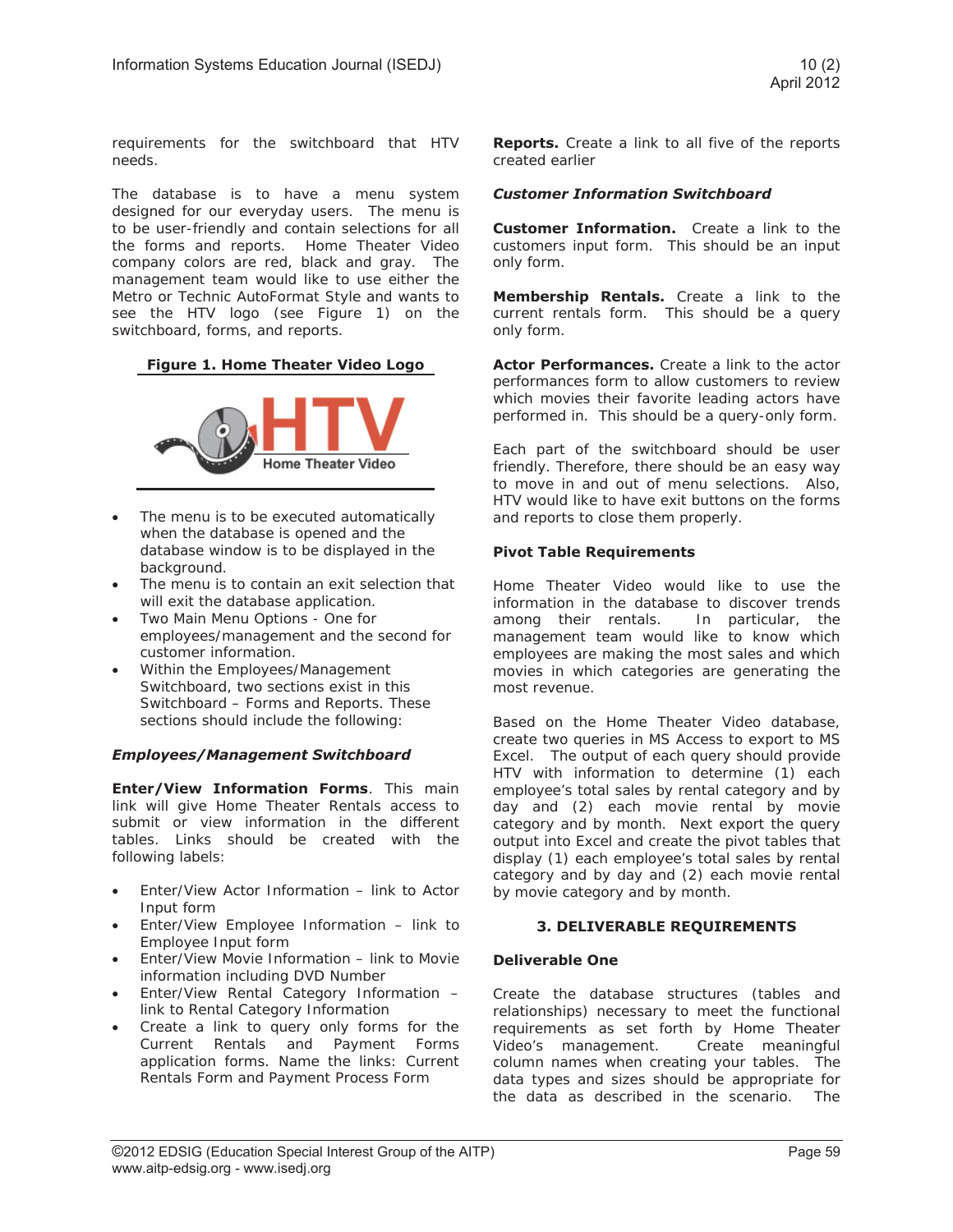requirements for the switchboard that HTV needs.

The database is to have a menu system designed for our everyday users. The menu is to be user-friendly and contain selections for all the forms and reports. Home Theater Video company colors are red, black and gray. The management team would like to use either the Metro or Technic AutoFormat Style and wants to see the HTV logo (see Figure 1) on the switchboard, forms, and reports.

**Figure 1. Home Theater Video Logo**

- The menu is to be executed automatically when the database is opened and the database window is to be displayed in the background.
- The menu is to contain an exit selection that will exit the database application.
- Two Main Menu Options - One for employees/management and the second for customer information.
- Within the Employees/Management Switchboard, two sections exist in this Switchboard – Forms and Reports. These sections should include the following:

***Employees/Management Switchboard***

**Enter/View Information Forms**. This main link will give Home Theater Rentals access to submit or view information in the different tables. Links should be created with the following labels:

- Enter/View Actor Information – link to Actor Input form
- Enter/View Employee Information – link to Employee Input form
- Enter/View Movie Information – link to Movie information including DVD Number
- Enter/View Rental Category Information – link to Rental Category Information
- Create a link to query only forms for the Current Rentals and Payment Forms application forms. Name the links: Current Rentals Form and Payment Process Form

**Reports.** Create a link to all five of the reports created earlier

***Customer Information Switchboard***

**Customer Information.** Create a link to the customers input form. This should be an input only form.

**Membership Rentals.** Create a link to the current rentals form. This should be a query only form.

**Actor Performances.** Create a link to the actor performances form to allow customers to review which movies their favorite leading actors have performed in. This should be a query-only form.

Each part of the switchboard should be user friendly. Therefore, there should be an easy way to move in and out of menu selections. Also, HTV would like to have exit buttons on the forms and reports to close them properly.

**Pivot Table Requirements**

Home Theater Video would like to use the information in the database to discover trends among their rentals. In particular, the management team would like to know which employees are making the most sales and which movies in which categories are generating the most revenue.

Based on the Home Theater Video database, create two queries in MS Access to export to MS Excel. The output of each query should provide HTV with information to determine (1) each employee's total sales by rental category and by day and (2) each movie rental by movie category and by month. Next export the query output into Excel and create the pivot tables that display (1) each employee's total sales by rental category and by day and (2) each movie rental by movie category and by month.

## 3. DELIVERABLE REQUIREMENTS

**Deliverable One**

Create the database structures (tables and relationships) necessary to meet the functional requirements as set forth by Home Theater Video's management. Create meaningful column names when creating your tables. The data types and sizes should be appropriate for the data as described in the scenario. The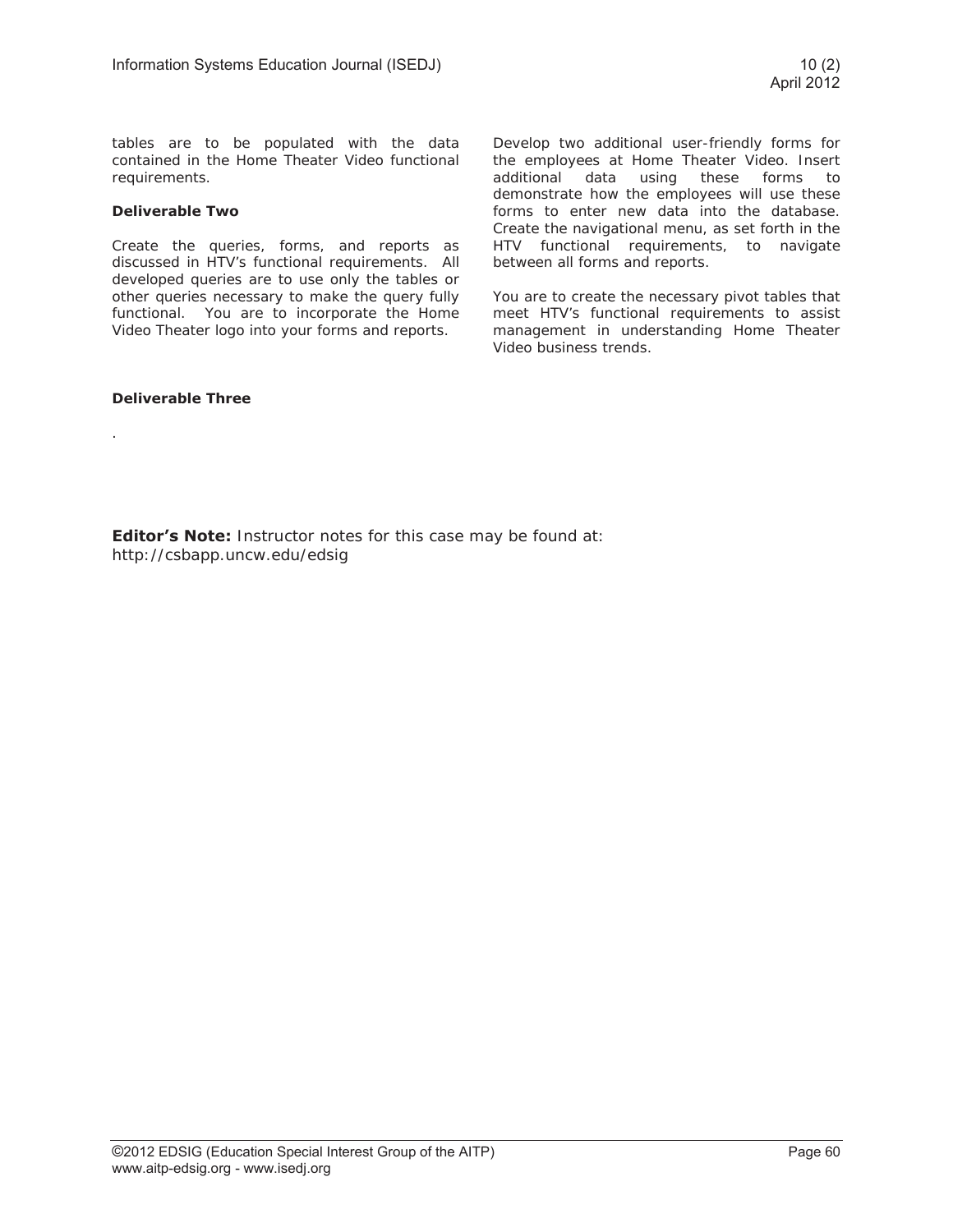tables are to be populated with the data contained in the Home Theater Video functional requirements.

**Deliverable Two**

Create the queries, forms, and reports as discussed in HTV's functional requirements. All developed queries are to use only the tables or other queries necessary to make the query fully functional. You are to incorporate the Home Video Theater logo into your forms and reports.

Develop two additional user-friendly forms for the employees at Home Theater Video. Insert additional data using these forms to demonstrate how the employees will use these forms to enter new data into the database. Create the navigational menu, as set forth in the HTV functional requirements, to navigate between all forms and reports.

You are to create the necessary pivot tables that meet HTV's functional requirements to assist management in understanding Home Theater Video business trends.

**Deliverable Three**

.

**Editor's Note:** Instructor notes for this case may be found at: http://csbapp.uncw.edu/edsig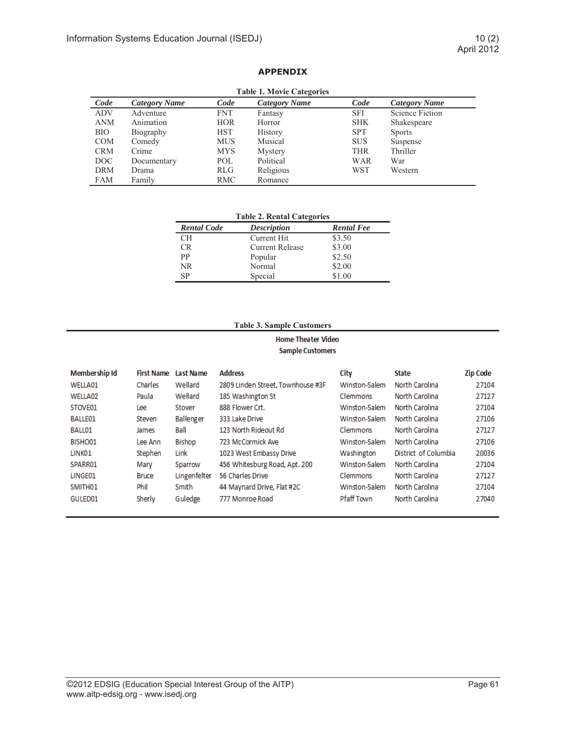## APPENDIX

**Table 1. Movie Categories**

| *Code* | *Category Name* | *Code* | *Category Name* | *Code* | *Category Name* |
|---|---|---|---|---|---|
| ADV | Adventure | FNT | Fantasy | SFI | Science Fiction |
| ANM | Animation | HOR | Horror | SHK | Shakespeare |
| BIO | Biography | HST | History | SPT | Sports |
| COM | Comedy | MUS | Musical | SUS | Suspense |
| CRM | Crime | MYS | Mystery | THR | Thriller |
| DOC | Documentary | POL | Political | WAR | War |
| DRM | Drama | RLG | Religious | WST | Western |
| FAM | Family | RMC | Romance | | |

**Table 2. Rental Categories**

| *Rental Code* | *Description* | *Rental Fee* |
|---|---|---|
| CH | Current Hit | $3.50 |
| CR | Current Release | $3.00 |
| PP | Popular | $2.50 |
| NR | Normal | $2.00 |
| SP | Special | $1.00 |

**Table 3. Sample Customers**

**Home Theater Video**
**Sample Customers**

| Membership Id | First Name | Last Name | Address | City | State | Zip Code |
|---|---|---|---|---|---|---|
| WELLA01 | Charles | Wellard | 2809 Linden Street, Townhouse #3F | Winston-Salem | North Carolina | 27104 |
| WELLA02 | Paula | Wellard | 185 Washington St | Clemmons | North Carolina | 27127 |
| STOVE01 | Lee | Stover | 888 Flower Crt. | Winston-Salem | North Carolina | 27104 |
| BALLE01 | Steven | Ballenger | 333 Lake Drive | Winston-Salem | North Carolina | 27106 |
| BALL01 | James | Ball | 123 North Rideout Rd | Clemmons | North Carolina | 27127 |
| BISHO01 | Lee Ann | Bishop | 723 McCormick Ave | Winston-Salem | North Carolina | 27106 |
| LINK01 | Stephen | Link | 1023 West Embassy Drive | Washington | District of Columbia | 20036 |
| SPARR01 | Mary | Sparrow | 456 Whitesburg Road, Apt. 200 | Winston-Salem | North Carolina | 27104 |
| LINGE01 | Bruce | Lingenfelter | 56 Charles Drive | Clemmons | North Carolina | 27127 |
| SMITH01 | Phil | Smith | 44 Maynard Drive, Flat #2C | Winston-Salem | North Carolina | 27104 |
| GULED01 | Sherly | Guledge | 777 Monroe Road | Pfaff Town | North Carolina | 27040 |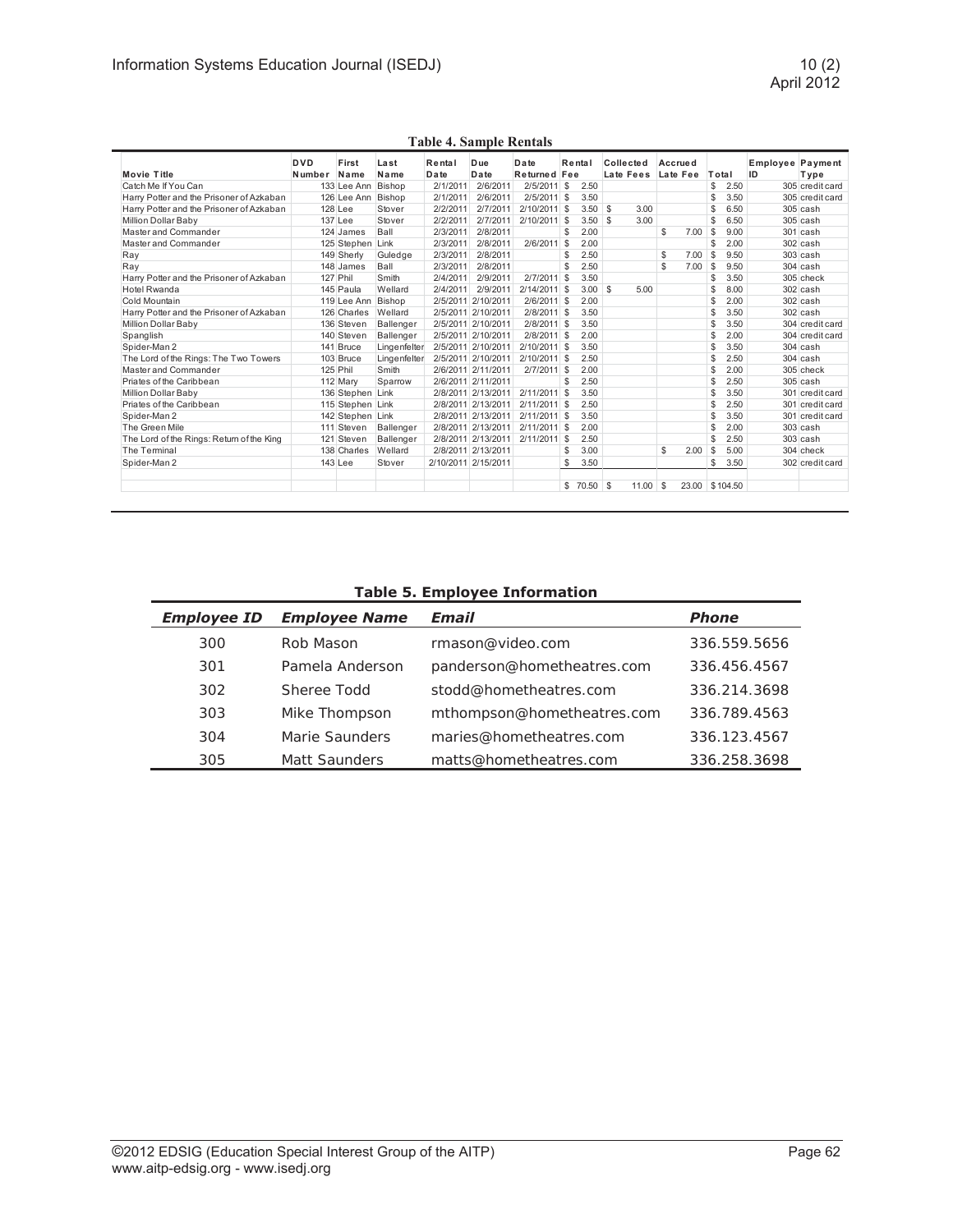**Table 4. Sample Rentals**

| Movie Title | DVD Number | First Name | Last Name | Rental Date | Due Date | Date Returned | Rental Fee | Collected Late Fees | Accrued Late Fee | Total | Employee ID | Payment Type |
|---|---|---|---|---|---|---|---|---|---|---|---|---|
| Catch Me If You Can | 133 | Lee Ann | Bishop | 2/1/2011 | 2/6/2011 | 2/5/2011 | $ 2.50 | | | $ 2.50 | 305 | credit card |
| Harry Potter and the Prisoner of Azkaban | 126 | Lee Ann | Bishop | 2/1/2011 | 2/6/2011 | 2/5/2011 | $ 3.50 | | | $ 3.50 | 305 | credit card |
| Harry Potter and the Prisoner of Azkaban | 128 | Lee | Stover | 2/2/2011 | 2/7/2011 | 2/10/2011 | $ 3.50 | $ 3.00 | | $ 6.50 | 305 | cash |
| Million Dollar Baby | 137 | Lee | Stover | 2/2/2011 | 2/7/2011 | 2/10/2011 | $ 3.50 | $ 3.00 | | $ 6.50 | 305 | cash |
| Master and Commander | 124 | James | Ball | 2/3/2011 | 2/8/2011 | | $ 2.00 | | $ 7.00 | $ 9.00 | 301 | cash |
| Master and Commander | 125 | Stephen | Link | 2/3/2011 | 2/8/2011 | 2/6/2011 | $ 2.00 | | | $ 2.00 | 302 | cash |
| Ray | 149 | Sherly | Guledge | 2/3/2011 | 2/8/2011 | | $ 2.50 | | $ 7.00 | $ 9.50 | 303 | cash |
| Ray | 148 | James | Ball | 2/3/2011 | 2/8/2011 | | $ 2.50 | | $ 7.00 | $ 9.50 | 304 | cash |
| Harry Potter and the Prisoner of Azkaban | 127 | Phil | Smith | 2/4/2011 | 2/9/2011 | 2/7/2011 | $ 3.50 | | | $ 3.50 | 305 | check |
| Hotel Rwanda | 145 | Paula | Wellard | 2/4/2011 | 2/9/2011 | 2/14/2011 | $ 3.00 | $ 5.00 | | $ 8.00 | 302 | cash |
| Cold Mountain | 119 | Lee Ann | Bishop | 2/5/2011 | 2/10/2011 | 2/6/2011 | $ 2.00 | | | $ 2.00 | 302 | cash |
| Harry Potter and the Prisoner of Azkaban | 126 | Charles | Wellard | 2/5/2011 | 2/10/2011 | 2/8/2011 | $ 3.50 | | | $ 3.50 | 302 | cash |
| Million Dollar Baby | 136 | Steven | Ballenger | 2/5/2011 | 2/10/2011 | 2/8/2011 | $ 3.50 | | | $ 3.50 | 304 | credit card |
| Spanglish | 140 | Steven | Ballenger | 2/5/2011 | 2/10/2011 | 2/8/2011 | $ 2.00 | | | $ 2.00 | 304 | credit card |
| Spider-Man 2 | 141 | Bruce | Lingenfelter | 2/5/2011 | 2/10/2011 | 2/10/2011 | $ 3.50 | | | $ 3.50 | 304 | cash |
| The Lord of the Rings: The Two Towers | 103 | Bruce | Lingenfelter | 2/5/2011 | 2/10/2011 | 2/10/2011 | $ 2.50 | | | $ 2.50 | 304 | cash |
| Master and Commander | 125 | Phil | Smith | 2/6/2011 | 2/11/2011 | 2/7/2011 | $ 2.00 | | | $ 2.00 | 305 | check |
| Priates of the Caribbean | 112 | Mary | Sparrow | 2/6/2011 | 2/11/2011 | | $ 2.50 | | | $ 2.50 | 305 | cash |
| Million Dollar Baby | 136 | Stephen | Link | 2/8/2011 | 2/13/2011 | 2/11/2011 | $ 3.50 | | | $ 3.50 | 301 | credit card |
| Priates of the Caribbean | 115 | Stephen | Link | 2/8/2011 | 2/13/2011 | 2/11/2011 | $ 2.50 | | | $ 2.50 | 301 | credit card |
| Spider-Man 2 | 142 | Stephen | Link | 2/8/2011 | 2/13/2011 | 2/11/2011 | $ 3.50 | | | $ 3.50 | 301 | credit card |
| The Green Mile | 111 | Steven | Ballenger | 2/8/2011 | 2/13/2011 | 2/11/2011 | $ 2.00 | | | $ 2.00 | 303 | cash |
| The Lord of the Rings: Return of the King | 121 | Steven | Ballenger | 2/8/2011 | 2/13/2011 | 2/11/2011 | $ 2.50 | | | $ 2.50 | 303 | cash |
| The Terminal | 138 | Charles | Wellard | 2/8/2011 | 2/13/2011 | | $ 3.00 | | $ 2.00 | $ 5.00 | 304 | check |
| Spider-Man 2 | 143 | Lee | Stover | 2/10/2011 | 2/15/2011 | | $ 3.50 | | | $ 3.50 | 302 | credit card |
| | | | | | | | $ 70.50 | $ 11.00 | $ 23.00 | $ 104.50 | | |

**Table 5. Employee Information**

| Employee ID | Employee Name | Email | Phone |
|---|---|---|---|
| 300 | Rob Mason | rmason@video.com | 336.559.5656 |
| 301 | Pamela Anderson | panderson@hometheatres.com | 336.456.4567 |
| 302 | Sheree Todd | stodd@hometheatres.com | 336.214.3698 |
| 303 | Mike Thompson | mthompson@hometheatres.com | 336.789.4563 |
| 304 | Marie Saunders | maries@hometheatres.com | 336.123.4567 |
| 305 | Matt Saunders | matts@hometheatres.com | 336.258.3698 |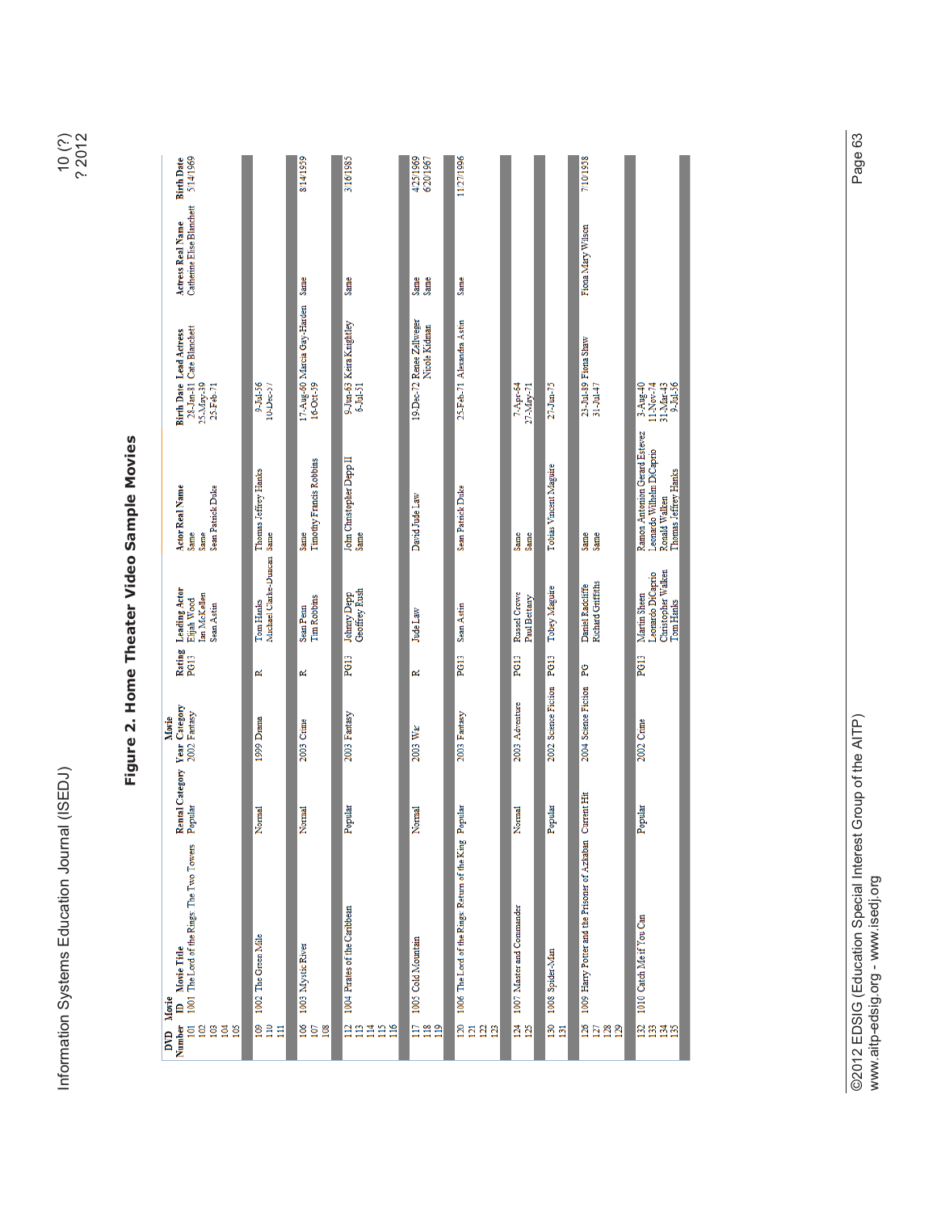**Figure 2. Home Theater Video Sample Movies**

| DVD Number | Movie ID | Movie Title | Rental Category | Year | Movie Category | Rating | Leading Actor | Actor Real Name | Birth Date | Lead Actress | Actress Real Name | Birth Date |
|---|---|---|---|---|---|---|---|---|---|---|---|---|
| 101 | 1001 | The Lord of the Rings: The Two Towers | Popular | 2002 | Fantasy | PG13 | Elijah Wood | Same | 28-Jan-81 | Cate Blanchett | Catherine Elise Blanchett | 5/14/1969 |
| 102 | | | | | | | Ian McKellen | Same | 25-May-39 | | | |
| 103 | | | | | | | Sean Astin | Sean Patrick Duke | 25-Feb-71 | | | |
| 104 | | | | | | | | | | | | |
| 105 | | | | | | | | | | | | |
| 109 | 1002 | The Green Mile | Normal | 1999 | Drama | R | Tom Hanks | Thomas Jeffrey Hanks | 9-Jul-56 | | | |
| 110 | | | | | | | Michael Clarke-Duncan | Same | 10-Dec-57 | | | |
| 111 | | | | | | | | | | | | |
| 106 | 1003 | Mystic River | Normal | 2003 | Crime | R | Sean Penn | Same | 17-Aug-60 | Marcia Gay-Harden | Same | 8/14/1959 |
| 107 | | | | | | | Tim Robbins | Timothy Francis Robbins | 16-Oct-59 | | | |
| 108 | | | | | | | | | | | | |
| 112 | 1004 | Pirates of the Caribbean | Popular | 2003 | Fantasy | PG13 | Johnny Depp | John Christopher Depp II | 9-Jun-63 | Keira Knightley | Same | 3/16/1985 |
| 113 | | | | | | | Geoffrey Rush | Same | 6-Jul-51 | | | |
| 114 | | | | | | | | | | | | |
| 115 | | | | | | | | | | | | |
| 116 | | | | | | | | | | | | |
| 117 | 1005 | Cold Mountain | Normal | 2003 | War | R | Jude Law | David Jude Law | 19-Dec-72 | Renee Zellweger | Same | 4/25/1969 |
| 118 | | | | | | | | | | Nicole Kidman | Same | 6/20/1967 |
| 119 | | | | | | | | | | | | |
| 120 | 1006 | The Lord of the Rings: Return of the King | Popular | 2003 | Fantasy | PG13 | Sean Astin | Sean Patrick Duke | 25-Feb-71 | Alexandra Astin | Same | 11/27/1996 |
| 121 | | | | | | | | | | | | |
| 122 | | | | | | | | | | | | |
| 123 | | | | | | | | | | | | |
| 124 | 1007 | Master and Commander | Normal | 2003 | Adventure | PG13 | Russel Crowe | Same | 7-Apr-64 | | | |
| 125 | | | | | | | Paul Bettany | Same | 27-May-71 | | | |
| 130 | 1008 | Spider-Man | Popular | 2002 | Science Fiction | PG13 | Tobey Maguire | Tobias Vincent Maguire | 27-Jun-75 | | | |
| 131 | | | | | | | | | | | | |
| 126 | 1009 | Harry Potter and the Prisoner of Azkaban | Current Hit | 2004 | Science Fiction | PG | Daniel Radcliffe | Same | 23-Jul-89 | Fiona Shaw | Fiona Mary Wilson | 7/10/1958 |
| 127 | | | | | | | Richard Griffiths | Same | 31-Jul-47 | | | |
| 128 | | | | | | | | | | | | |
| 129 | | | | | | | | | | | | |
| 132 | 1010 | Catch Me if You Can | Popular | 2002 | Crime | PG13 | Martin Sheen | Ramon Antonion Gerard Estevez | 3-Aug-40 | | | |
| 133 | | | | | | | Leonardo DiCaprio | Leonardo Wilhelm DiCaprio | 11-Nov-74 | | | |
| 134 | | | | | | | Christopher Walken | Ronald Walken | 31-Mar-43 | | | |
| 135 | | | | | | | Tom Hanks | Thomas Jeffrey Hanks | 9-Jul-56 | | | |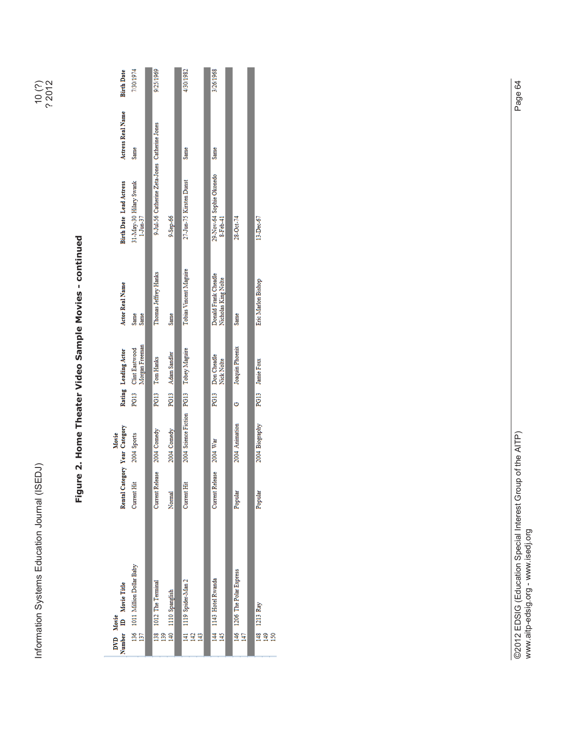## Figure 2. Home Theater Video Sample Movies - continued

| DVD Number | Movie ID | Movie Title | Rental Category | Year | Movie Category | Rating | Leading Actor | Actor Real Name | Birth Date | Lead Actress | Actress Real Name | Birth Date |
|---|---|---|---|---|---|---|---|---|---|---|---|---|
| 136 | 1011 | Million Dollar Baby | Current Hit | 2004 | Sports | PG13 | Clint Eastwood | Same | 31-May-30 | Hilary Swank | Same | 7/30/1974 |
| 137 | | | | | | | Morgan Freeman | Same | 1-Jun-37 | | | |
| 138 | 1012 | The Terminal | Current Release | 2004 | Comedy | PG13 | Tom Hanks | Thomas Jeffrey Hanks | 9-Jul-56 | Catherine Zeta-Jones | Catherine Jones | 9/25/1969 |
| 139 | | | | | | | | | | | | |
| 140 | 1110 | Spanglish | Normal | 2004 | Comedy | PG13 | Adam Sandler | Same | 9-Sep-66 | | | |
| 141 | 1119 | Spider-Man 2 | Current Hit | 2004 | Science Fiction | PG13 | Tobey Maguire | Tobias Vincent Maguire | 27-Jun-75 | Kirsten Dunst | Same | 4/30/1982 |
| 142 | | | | | | | | | | | | |
| 143 | | | | | | | | | | | | |
| 144 | 1143 | Hotel Rwanda | Current Release | 2004 | War | PG13 | Don Cheadle | Donald Frank Cheadle | 29-Nov-64 | Sophie Okonedo | Same | 3/26/1968 |
| 145 | | | | | | | Nick Nolte | Nicholas King Nolte | 8-Feb-41 | | | |
| 146 | 1206 | The Polar Express | Popular | 2004 | Animation | G | Joaquin Phoenix | Same | 28-Oct-74 | | | |
| 147 | | | | | | | | | | | | |
| 148 | 1213 | Ray | Popular | 2004 | Biography | PG13 | Jamie Foxx | Eric Marlon Bishop | 13-Dec-67 | | | |
| 149 | | | | | | | | | | | | |
| 150 | | | | | | | | | | | | |